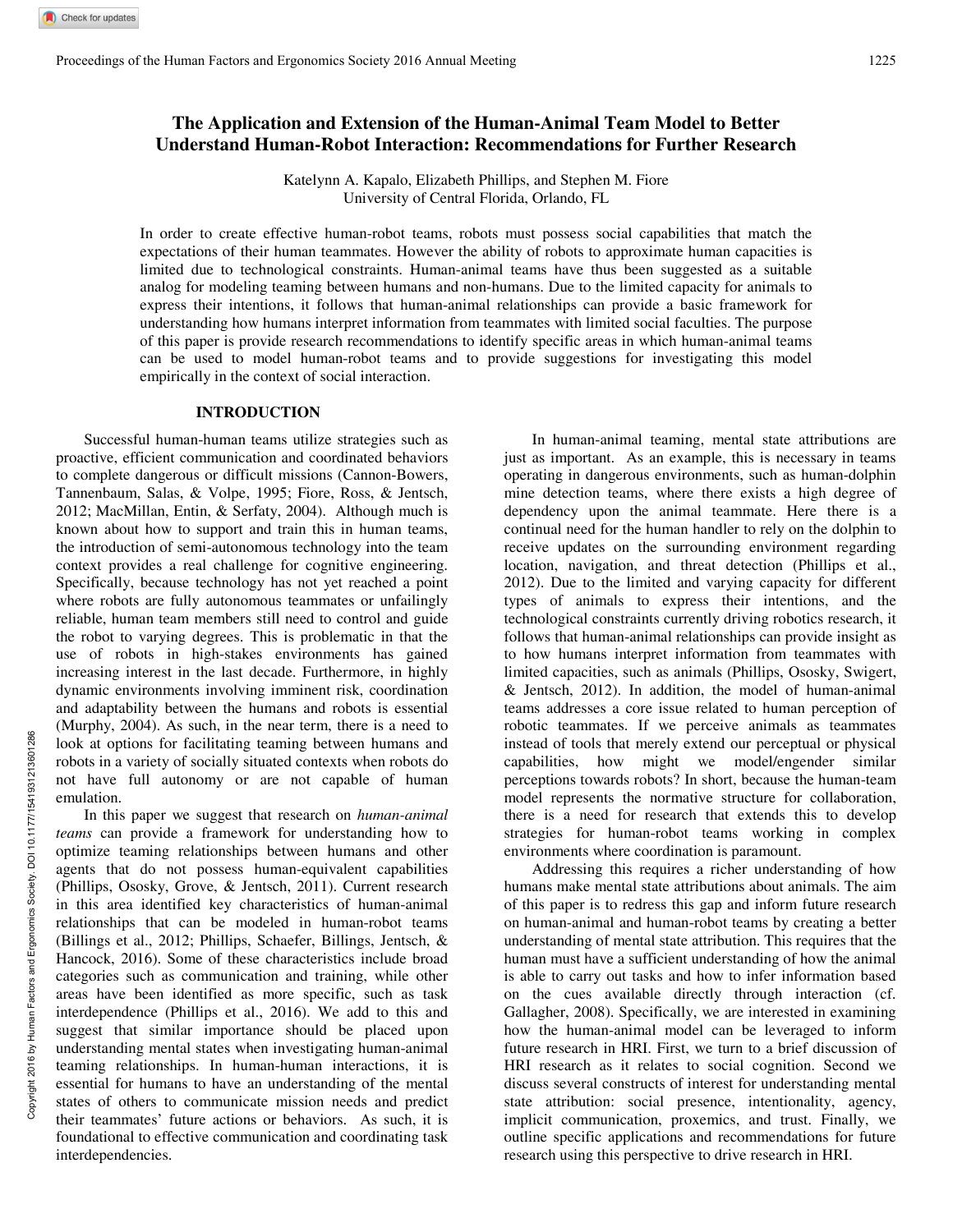# The Application and Extension of the Human-Animal Team Model to Better Understand Human-Robot Interaction: Recommendations for Further Research

Katelynn A. Kapalo, Elizabeth Phillips, and Stephen M. Fiore
University of Central Florida, Orlando, FL

In order to create effective human-robot teams, robots must possess social capabilities that match the expectations of their human teammates. However the ability of robots to approximate human capacities is limited due to technological constraints. Human-animal teams have thus been suggested as a suitable analog for modeling teaming between humans and non-humans. Due to the limited capacity for animals to express their intentions, it follows that human-animal relationships can provide a basic framework for understanding how humans interpret information from teammates with limited social faculties. The purpose of this paper is provide research recommendations to identify specific areas in which human-animal teams can be used to model human-robot teams and to provide suggestions for investigating this model empirically in the context of social interaction.

## INTRODUCTION

Successful human-human teams utilize strategies such as proactive, efficient communication and coordinated behaviors to complete dangerous or difficult missions (Cannon-Bowers, Tannenbaum, Salas, & Volpe, 1995; Fiore, Ross, & Jentsch, 2012; MacMillan, Entin, & Serfaty, 2004). Although much is known about how to support and train this in human teams, the introduction of semi-autonomous technology into the team context provides a real challenge for cognitive engineering. Specifically, because technology has not yet reached a point where robots are fully autonomous teammates or unfailingly reliable, human team members still need to control and guide the robot to varying degrees. This is problematic in that the use of robots in high-stakes environments has gained increasing interest in the last decade. Furthermore, in highly dynamic environments involving imminent risk, coordination and adaptability between the humans and robots is essential (Murphy, 2004). As such, in the near term, there is a need to look at options for facilitating teaming between humans and robots in a variety of socially situated contexts when robots do not have full autonomy or are not capable of human emulation.

In this paper we suggest that research on *human-animal teams* can provide a framework for understanding how to optimize teaming relationships between humans and other agents that do not possess human-equivalent capabilities (Phillips, Ososky, Grove, & Jentsch, 2011). Current research in this area identified key characteristics of human-animal relationships that can be modeled in human-robot teams (Billings et al., 2012; Phillips, Schaefer, Billings, Jentsch, & Hancock, 2016). Some of these characteristics include broad categories such as communication and training, while other areas have been identified as more specific, such as task interdependence (Phillips et al., 2016). We add to this and suggest that similar importance should be placed upon understanding mental states when investigating human-animal teaming relationships. In human-human interactions, it is essential for humans to have an understanding of the mental states of others to communicate mission needs and predict their teammates' future actions or behaviors. As such, it is foundational to effective communication and coordinating task interdependencies.

In human-animal teaming, mental state attributions are just as important. As an example, this is necessary in teams operating in dangerous environments, such as human-dolphin mine detection teams, where there exists a high degree of dependency upon the animal teammate. Here there is a continual need for the human handler to rely on the dolphin to receive updates on the surrounding environment regarding location, navigation, and threat detection (Phillips et al., 2012). Due to the limited and varying capacity for different types of animals to express their intentions, and the technological constraints currently driving robotics research, it follows that human-animal relationships can provide insight as to how humans interpret information from teammates with limited capacities, such as animals (Phillips, Ososky, Swigert, & Jentsch, 2012). In addition, the model of human-animal teams addresses a core issue related to human perception of robotic teammates. If we perceive animals as teammates instead of tools that merely extend our perceptual or physical capabilities, how might we model/engender similar perceptions towards robots? In short, because the human-team model represents the normative structure for collaboration, there is a need for research that extends this to develop strategies for human-robot teams working in complex environments where coordination is paramount.

Addressing this requires a richer understanding of how humans make mental state attributions about animals. The aim of this paper is to redress this gap and inform future research on human-animal and human-robot teams by creating a better understanding of mental state attribution. This requires that the human must have a sufficient understanding of how the animal is able to carry out tasks and how to infer information based on the cues available directly through interaction (cf. Gallagher, 2008). Specifically, we are interested in examining how the human-animal model can be leveraged to inform future research in HRI. First, we turn to a brief discussion of HRI research as it relates to social cognition. Second we discuss several constructs of interest for understanding mental state attribution: social presence, intentionality, agency, implicit communication, proxemics, and trust. Finally, we outline specific applications and recommendations for future research using this perspective to drive research in HRI.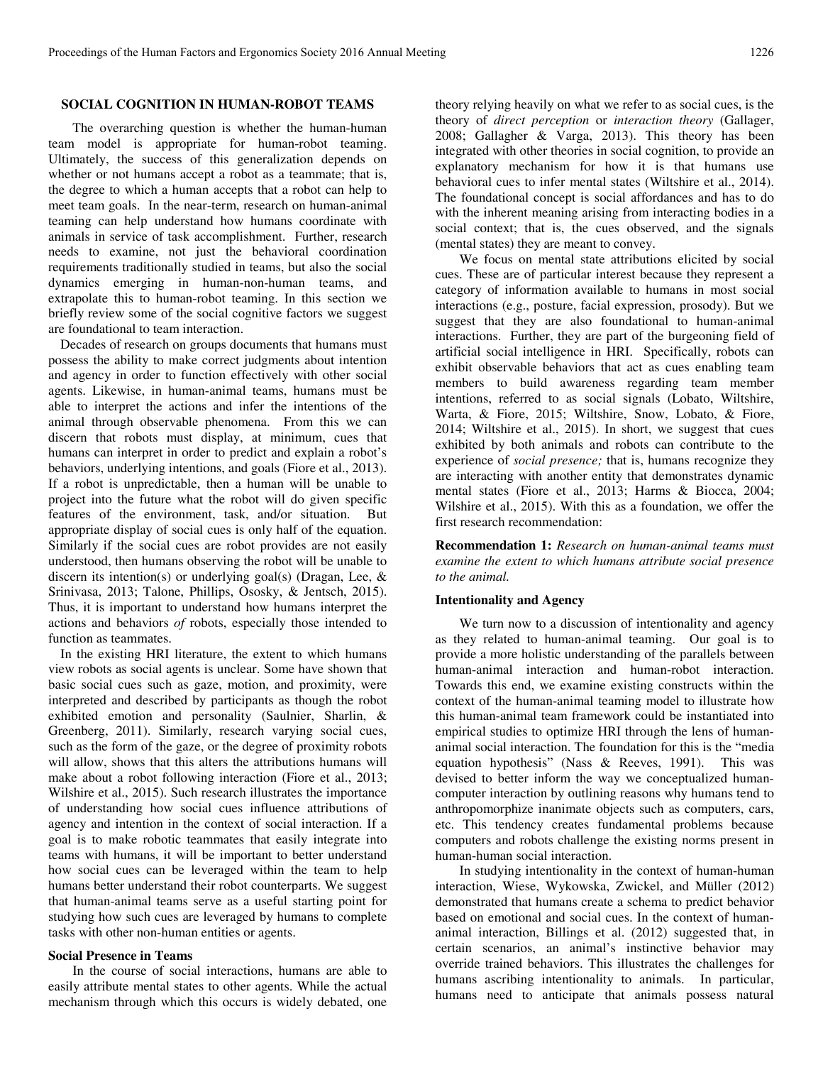### SOCIAL COGNITION IN HUMAN-ROBOT TEAMS

The overarching question is whether the human-human team model is appropriate for human-robot teaming. Ultimately, the success of this generalization depends on whether or not humans accept a robot as a teammate; that is, the degree to which a human accepts that a robot can help to meet team goals. In the near-term, research on human-animal teaming can help understand how humans coordinate with animals in service of task accomplishment. Further, research needs to examine, not just the behavioral coordination requirements traditionally studied in teams, but also the social dynamics emerging in human-non-human teams, and extrapolate this to human-robot teaming. In this section we briefly review some of the social cognitive factors we suggest are foundational to team interaction.

Decades of research on groups documents that humans must possess the ability to make correct judgments about intention and agency in order to function effectively with other social agents. Likewise, in human-animal teams, humans must be able to interpret the actions and infer the intentions of the animal through observable phenomena. From this we can discern that robots must display, at minimum, cues that humans can interpret in order to predict and explain a robot's behaviors, underlying intentions, and goals (Fiore et al., 2013). If a robot is unpredictable, then a human will be unable to project into the future what the robot will do given specific features of the environment, task, and/or situation. But appropriate display of social cues is only half of the equation. Similarly if the social cues are robot provides are not easily understood, then humans observing the robot will be unable to discern its intention(s) or underlying goal(s) (Dragan, Lee, & Srinivasa, 2013; Talone, Phillips, Ososky, & Jentsch, 2015). Thus, it is important to understand how humans interpret the actions and behaviors *of* robots, especially those intended to function as teammates.

In the existing HRI literature, the extent to which humans view robots as social agents is unclear. Some have shown that basic social cues such as gaze, motion, and proximity, were interpreted and described by participants as though the robot exhibited emotion and personality (Saulnier, Sharlin, & Greenberg, 2011). Similarly, research varying social cues, such as the form of the gaze, or the degree of proximity robots will allow, shows that this alters the attributions humans will make about a robot following interaction (Fiore et al., 2013; Wilshire et al., 2015). Such research illustrates the importance of understanding how social cues influence attributions of agency and intention in the context of social interaction. If a goal is to make robotic teammates that easily integrate into teams with humans, it will be important to better understand how social cues can be leveraged within the team to help humans better understand their robot counterparts. We suggest that human-animal teams serve as a useful starting point for studying how such cues are leveraged by humans to complete tasks with other non-human entities or agents.

#### Social Presence in Teams

In the course of social interactions, humans are able to easily attribute mental states to other agents. While the actual mechanism through which this occurs is widely debated, one theory relying heavily on what we refer to as social cues, is the theory of *direct perception* or *interaction theory* (Gallager, 2008; Gallagher & Varga, 2013). This theory has been integrated with other theories in social cognition, to provide an explanatory mechanism for how it is that humans use behavioral cues to infer mental states (Wiltshire et al., 2014). The foundational concept is social affordances and has to do with the inherent meaning arising from interacting bodies in a social context; that is, the cues observed, and the signals (mental states) they are meant to convey.

We focus on mental state attributions elicited by social cues. These are of particular interest because they represent a category of information available to humans in most social interactions (e.g., posture, facial expression, prosody). But we suggest that they are also foundational to human-animal interactions. Further, they are part of the burgeoning field of artificial social intelligence in HRI. Specifically, robots can exhibit observable behaviors that act as cues enabling team members to build awareness regarding team member intentions, referred to as social signals (Lobato, Wiltshire, Warta, & Fiore, 2015; Wiltshire, Snow, Lobato, & Fiore, 2014; Wiltshire et al., 2015). In short, we suggest that cues exhibited by both animals and robots can contribute to the experience of *social presence;* that is, humans recognize they are interacting with another entity that demonstrates dynamic mental states (Fiore et al., 2013; Harms & Biocca, 2004; Wilshire et al., 2015). With this as a foundation, we offer the first research recommendation:

**Recommendation 1:** *Research on human-animal teams must examine the extent to which humans attribute social presence to the animal.*

#### Intentionality and Agency

We turn now to a discussion of intentionality and agency as they related to human-animal teaming. Our goal is to provide a more holistic understanding of the parallels between human-animal interaction and human-robot interaction. Towards this end, we examine existing constructs within the context of the human-animal teaming model to illustrate how this human-animal team framework could be instantiated into empirical studies to optimize HRI through the lens of human-animal social interaction. The foundation for this is the "media equation hypothesis" (Nass & Reeves, 1991). This was devised to better inform the way we conceptualized human-computer interaction by outlining reasons why humans tend to anthropomorphize inanimate objects such as computers, cars, etc. This tendency creates fundamental problems because computers and robots challenge the existing norms present in human-human social interaction.

In studying intentionality in the context of human-human interaction, Wiese, Wykowska, Zwickel, and Müller (2012) demonstrated that humans create a schema to predict behavior based on emotional and social cues. In the context of human-animal interaction, Billings et al. (2012) suggested that, in certain scenarios, an animal's instinctive behavior may override trained behaviors. This illustrates the challenges for humans ascribing intentionality to animals. In particular, humans need to anticipate that animals possess natural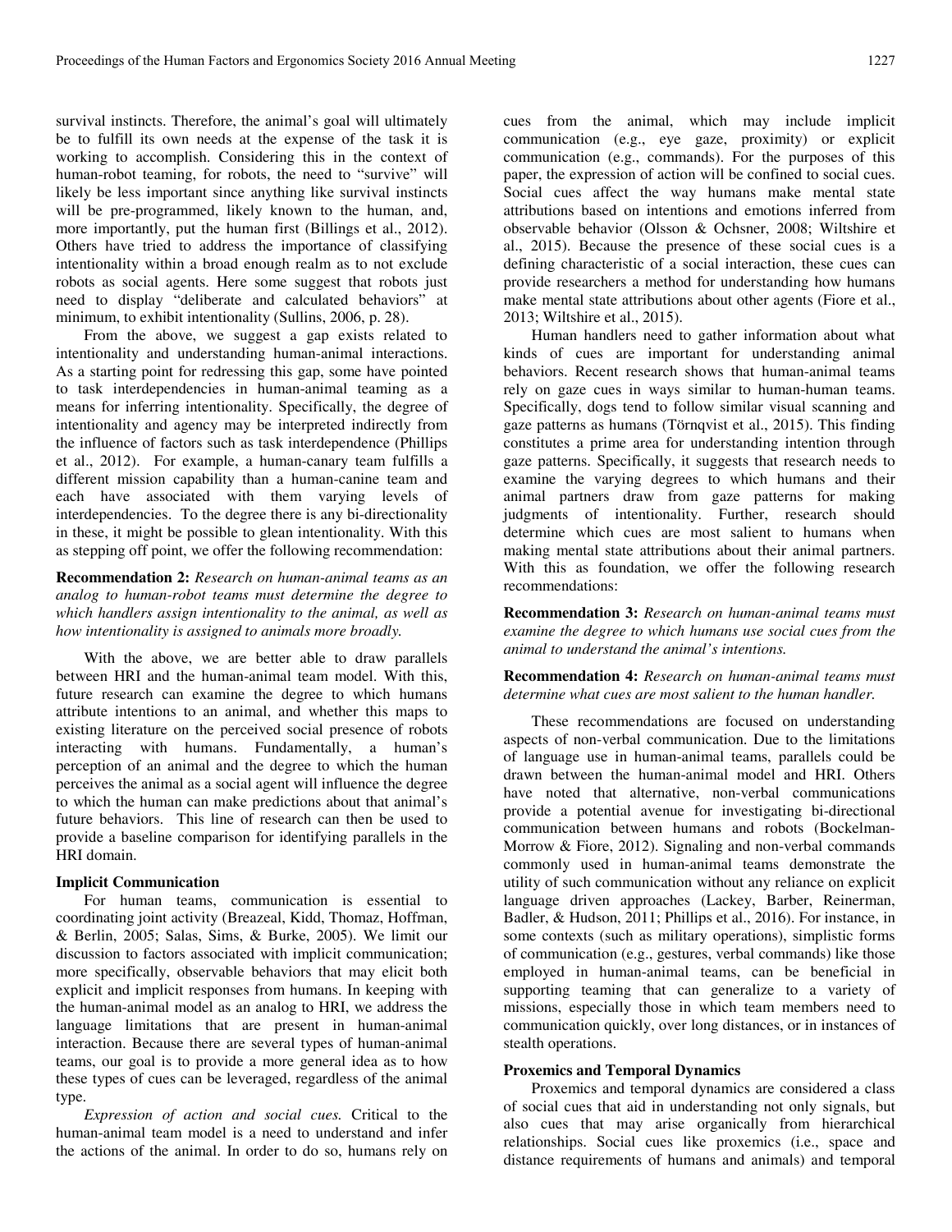survival instincts. Therefore, the animal's goal will ultimately be to fulfill its own needs at the expense of the task it is working to accomplish. Considering this in the context of human-robot teaming, for robots, the need to "survive" will likely be less important since anything like survival instincts will be pre-programmed, likely known to the human, and, more importantly, put the human first (Billings et al., 2012). Others have tried to address the importance of classifying intentionality within a broad enough realm as to not exclude robots as social agents. Here some suggest that robots just need to display "deliberate and calculated behaviors" at minimum, to exhibit intentionality (Sullins, 2006, p. 28).

From the above, we suggest a gap exists related to intentionality and understanding human-animal interactions. As a starting point for redressing this gap, some have pointed to task interdependencies in human-animal teaming as a means for inferring intentionality. Specifically, the degree of intentionality and agency may be interpreted indirectly from the influence of factors such as task interdependence (Phillips et al., 2012). For example, a human-canary team fulfills a different mission capability than a human-canine team and each have associated with them varying levels of interdependencies. To the degree there is any bi-directionality in these, it might be possible to glean intentionality. With this as stepping off point, we offer the following recommendation:

**Recommendation 2:** *Research on human-animal teams as an analog to human-robot teams must determine the degree to which handlers assign intentionality to the animal, as well as how intentionality is assigned to animals more broadly.*

With the above, we are better able to draw parallels between HRI and the human-animal team model. With this, future research can examine the degree to which humans attribute intentions to an animal, and whether this maps to existing literature on the perceived social presence of robots interacting with humans. Fundamentally, a human's perception of an animal and the degree to which the human perceives the animal as a social agent will influence the degree to which the human can make predictions about that animal's future behaviors. This line of research can then be used to provide a baseline comparison for identifying parallels in the HRI domain.

### Implicit Communication

For human teams, communication is essential to coordinating joint activity (Breazeal, Kidd, Thomaz, Hoffman, & Berlin, 2005; Salas, Sims, & Burke, 2005). We limit our discussion to factors associated with implicit communication; more specifically, observable behaviors that may elicit both explicit and implicit responses from humans. In keeping with the human-animal model as an analog to HRI, we address the language limitations that are present in human-animal interaction. Because there are several types of human-animal teams, our goal is to provide a more general idea as to how these types of cues can be leveraged, regardless of the animal type.

*Expression of action and social cues.* Critical to the human-animal team model is a need to understand and infer the actions of the animal. In order to do so, humans rely on cues from the animal, which may include implicit communication (e.g., eye gaze, proximity) or explicit communication (e.g., commands). For the purposes of this paper, the expression of action will be confined to social cues. Social cues affect the way humans make mental state attributions based on intentions and emotions inferred from observable behavior (Olsson & Ochsner, 2008; Wiltshire et al., 2015). Because the presence of these social cues is a defining characteristic of a social interaction, these cues can provide researchers a method for understanding how humans make mental state attributions about other agents (Fiore et al., 2013; Wiltshire et al., 2015).

Human handlers need to gather information about what kinds of cues are important for understanding animal behaviors. Recent research shows that human-animal teams rely on gaze cues in ways similar to human-human teams. Specifically, dogs tend to follow similar visual scanning and gaze patterns as humans (Törnqvist et al., 2015). This finding constitutes a prime area for understanding intention through gaze patterns. Specifically, it suggests that research needs to examine the varying degrees to which humans and their animal partners draw from gaze patterns for making judgments of intentionality. Further, research should determine which cues are most salient to humans when making mental state attributions about their animal partners. With this as foundation, we offer the following research recommendations:

**Recommendation 3:** *Research on human-animal teams must examine the degree to which humans use social cues from the animal to understand the animal's intentions.*

**Recommendation 4:** *Research on human-animal teams must determine what cues are most salient to the human handler.*

These recommendations are focused on understanding aspects of non-verbal communication. Due to the limitations of language use in human-animal teams, parallels could be drawn between the human-animal model and HRI. Others have noted that alternative, non-verbal communications provide a potential avenue for investigating bi-directional communication between humans and robots (Bockelman-Morrow & Fiore, 2012). Signaling and non-verbal commands commonly used in human-animal teams demonstrate the utility of such communication without any reliance on explicit language driven approaches (Lackey, Barber, Reinerman, Badler, & Hudson, 2011; Phillips et al., 2016). For instance, in some contexts (such as military operations), simplistic forms of communication (e.g., gestures, verbal commands) like those employed in human-animal teams, can be beneficial in supporting teaming that can generalize to a variety of missions, especially those in which team members need to communication quickly, over long distances, or in instances of stealth operations.

### Proxemics and Temporal Dynamics

Proxemics and temporal dynamics are considered a class of social cues that aid in understanding not only signals, but also cues that may arise organically from hierarchical relationships. Social cues like proxemics (i.e., space and distance requirements of humans and animals) and temporal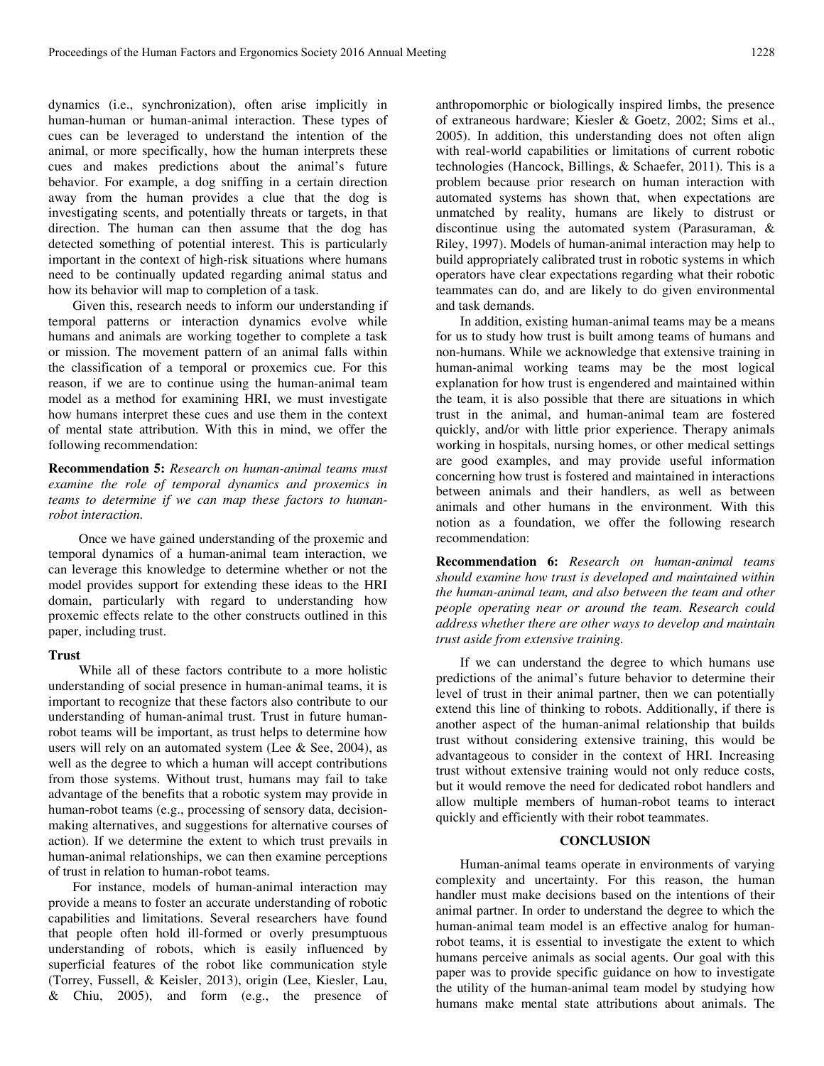dynamics (i.e., synchronization), often arise implicitly in human-human or human-animal interaction. These types of cues can be leveraged to understand the intention of the animal, or more specifically, how the human interprets these cues and makes predictions about the animal's future behavior. For example, a dog sniffing in a certain direction away from the human provides a clue that the dog is investigating scents, and potentially threats or targets, in that direction. The human can then assume that the dog has detected something of potential interest. This is particularly important in the context of high-risk situations where humans need to be continually updated regarding animal status and how its behavior will map to completion of a task.

Given this, research needs to inform our understanding if temporal patterns or interaction dynamics evolve while humans and animals are working together to complete a task or mission. The movement pattern of an animal falls within the classification of a temporal or proxemics cue. For this reason, if we are to continue using the human-animal team model as a method for examining HRI, we must investigate how humans interpret these cues and use them in the context of mental state attribution. With this in mind, we offer the following recommendation:

**Recommendation 5:** *Research on human-animal teams must examine the role of temporal dynamics and proxemics in teams to determine if we can map these factors to human-robot interaction.*

Once we have gained understanding of the proxemic and temporal dynamics of a human-animal team interaction, we can leverage this knowledge to determine whether or not the model provides support for extending these ideas to the HRI domain, particularly with regard to understanding how proxemic effects relate to the other constructs outlined in this paper, including trust.

## Trust

While all of these factors contribute to a more holistic understanding of social presence in human-animal teams, it is important to recognize that these factors also contribute to our understanding of human-animal trust. Trust in future human-robot teams will be important, as trust helps to determine how users will rely on an automated system (Lee & See, 2004), as well as the degree to which a human will accept contributions from those systems. Without trust, humans may fail to take advantage of the benefits that a robotic system may provide in human-robot teams (e.g., processing of sensory data, decision-making alternatives, and suggestions for alternative courses of action). If we determine the extent to which trust prevails in human-animal relationships, we can then examine perceptions of trust in relation to human-robot teams.

For instance, models of human-animal interaction may provide a means to foster an accurate understanding of robotic capabilities and limitations. Several researchers have found that people often hold ill-formed or overly presumptuous understanding of robots, which is easily influenced by superficial features of the robot like communication style (Torrey, Fussell, & Keisler, 2013), origin (Lee, Kiesler, Lau, & Chiu, 2005), and form (e.g., the presence of anthropomorphic or biologically inspired limbs, the presence of extraneous hardware; Kiesler & Goetz, 2002; Sims et al., 2005). In addition, this understanding does not often align with real-world capabilities or limitations of current robotic technologies (Hancock, Billings, & Schaefer, 2011). This is a problem because prior research on human interaction with automated systems has shown that, when expectations are unmatched by reality, humans are likely to distrust or discontinue using the automated system (Parasuraman, & Riley, 1997). Models of human-animal interaction may help to build appropriately calibrated trust in robotic systems in which operators have clear expectations regarding what their robotic teammates can do, and are likely to do given environmental and task demands.

In addition, existing human-animal teams may be a means for us to study how trust is built among teams of humans and non-humans. While we acknowledge that extensive training in human-animal working teams may be the most logical explanation for how trust is engendered and maintained within the team, it is also possible that there are situations in which trust in the animal, and human-animal team are fostered quickly, and/or with little prior experience. Therapy animals working in hospitals, nursing homes, or other medical settings are good examples, and may provide useful information concerning how trust is fostered and maintained in interactions between animals and their handlers, as well as between animals and other humans in the environment. With this notion as a foundation, we offer the following research recommendation:

**Recommendation 6:** *Research on human-animal teams should examine how trust is developed and maintained within the human-animal team, and also between the team and other people operating near or around the team. Research could address whether there are other ways to develop and maintain trust aside from extensive training.*

If we can understand the degree to which humans use predictions of the animal's future behavior to determine their level of trust in their animal partner, then we can potentially extend this line of thinking to robots. Additionally, if there is another aspect of the human-animal relationship that builds trust without considering extensive training, this would be advantageous to consider in the context of HRI. Increasing trust without extensive training would not only reduce costs, but it would remove the need for dedicated robot handlers and allow multiple members of human-robot teams to interact quickly and efficiently with their robot teammates.

## CONCLUSION

Human-animal teams operate in environments of varying complexity and uncertainty. For this reason, the human handler must make decisions based on the intentions of their animal partner. In order to understand the degree to which the human-animal team model is an effective analog for human-robot teams, it is essential to investigate the extent to which humans perceive animals as social agents. Our goal with this paper was to provide specific guidance on how to investigate the utility of the human-animal team model by studying how humans make mental state attributions about animals. The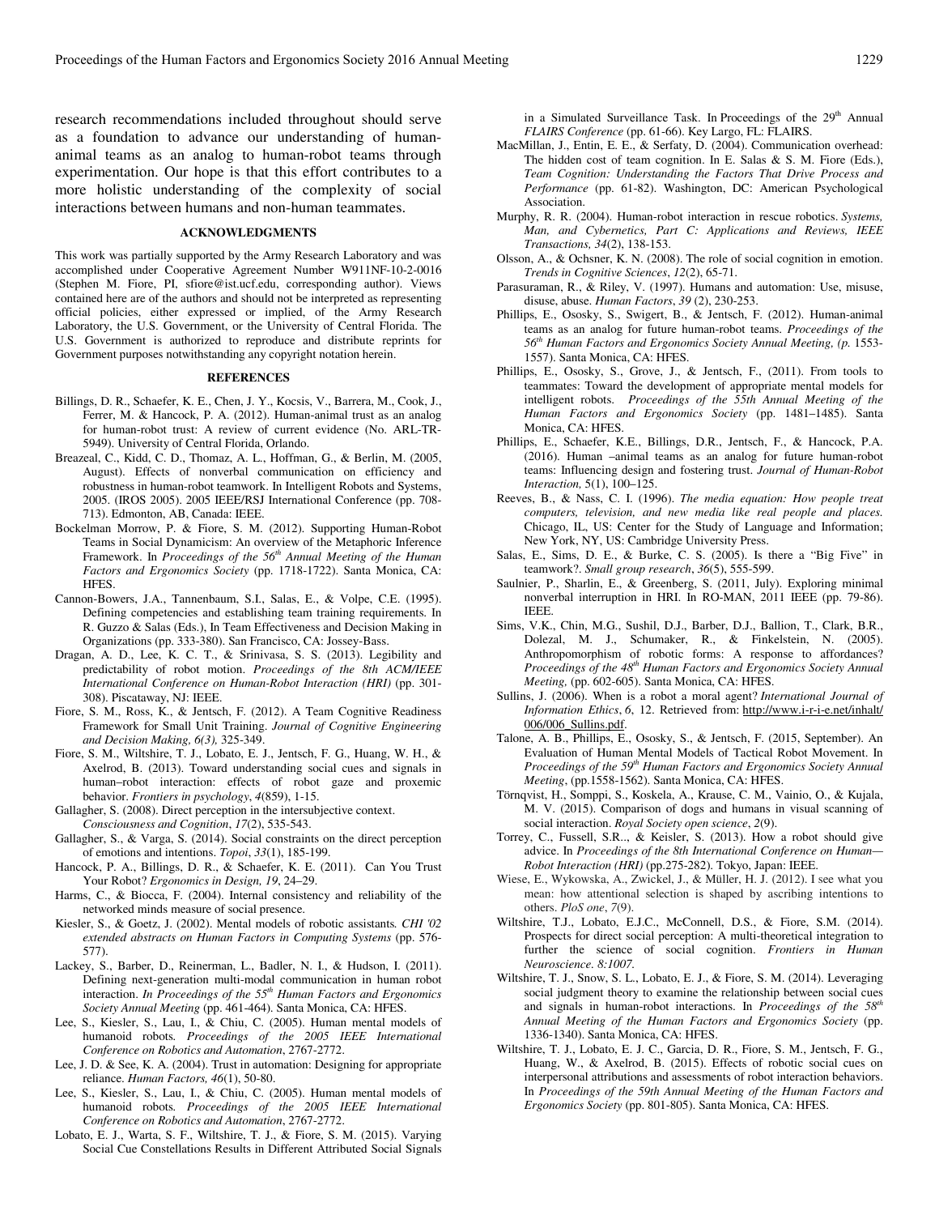research recommendations included throughout should serve as a foundation to advance our understanding of human-animal teams as an analog to human-robot teams through experimentation. Our hope is that this effort contributes to a more holistic understanding of the complexity of social interactions between humans and non-human teammates.

## ACKNOWLEDGMENTS

This work was partially supported by the Army Research Laboratory and was accomplished under Cooperative Agreement Number W911NF-10-2-0016 (Stephen M. Fiore, PI, sfiore@ist.ucf.edu, corresponding author). Views contained here are of the authors and should not be interpreted as representing official policies, either expressed or implied, of the Army Research Laboratory, the U.S. Government, or the University of Central Florida. The U.S. Government is authorized to reproduce and distribute reprints for Government purposes notwithstanding any copyright notation herein.

## REFERENCES

Billings, D. R., Schaefer, K. E., Chen, J. Y., Kocsis, V., Barrera, M., Cook, J., Ferrer, M. & Hancock, P. A. (2012). Human-animal trust as an analog for human-robot trust: A review of current evidence (No. ARL-TR-5949). University of Central Florida, Orlando.

Breazeal, C., Kidd, C. D., Thomaz, A. L., Hoffman, G., & Berlin, M. (2005, August). Effects of nonverbal communication on efficiency and robustness in human-robot teamwork. In Intelligent Robots and Systems, 2005. (IROS 2005). 2005 IEEE/RSJ International Conference (pp. 708-713). Edmonton, AB, Canada: IEEE.

Bockelman Morrow, P. & Fiore, S. M. (2012). Supporting Human-Robot Teams in Social Dynamicism: An overview of the Metaphoric Inference Framework. In *Proceedings of the 56th Annual Meeting of the Human Factors and Ergonomics Society* (pp. 1718-1722). Santa Monica, CA: HFES.

Cannon-Bowers, J.A., Tannenbaum, S.I., Salas, E., & Volpe, C.E. (1995). Defining competencies and establishing team training requirements. In R. Guzzo & Salas (Eds.), In Team Effectiveness and Decision Making in Organizations (pp. 333-380). San Francisco, CA: Jossey-Bass.

Dragan, A. D., Lee, K. C. T., & Srinivasa, S. S. (2013). Legibility and predictability of robot motion. *Proceedings of the 8th ACM/IEEE International Conference on Human-Robot Interaction (HRI)* (pp. 301-308). Piscataway, NJ: IEEE.

Fiore, S. M., Ross, K., & Jentsch, F. (2012). A Team Cognitive Readiness Framework for Small Unit Training. *Journal of Cognitive Engineering and Decision Making, 6(3),* 325-349.

Fiore, S. M., Wiltshire, T. J., Lobato, E. J., Jentsch, F. G., Huang, W. H., & Axelrod, B. (2013). Toward understanding social cues and signals in human–robot interaction: effects of robot gaze and proxemic behavior. *Frontiers in psychology*, *4*(859), 1-15.

Gallagher, S. (2008). Direct perception in the intersubjective context. *Consciousness and Cognition*, *17*(2), 535-543.

Gallagher, S., & Varga, S. (2014). Social constraints on the direct perception of emotions and intentions. *Topoi*, *33*(1), 185-199.

Hancock, P. A., Billings, D. R., & Schaefer, K. E. (2011). Can You Trust Your Robot? *Ergonomics in Design, 19*, 24–29.

Harms, C., & Biocca, F. (2004). Internal consistency and reliability of the networked minds measure of social presence.

Kiesler, S., & Goetz, J. (2002). Mental models of robotic assistants*. CHI '02 extended abstracts on Human Factors in Computing Systems* (pp. 576-577).

Lackey, S., Barber, D., Reinerman, L., Badler, N. I., & Hudson, I. (2011). Defining next-generation multi-modal communication in human robot interaction. *In Proceedings of the 55th Human Factors and Ergonomics Society Annual Meeting* (pp. 461-464). Santa Monica, CA: HFES.

Lee, S., Kiesler, S., Lau, I., & Chiu, C. (2005). Human mental models of humanoid robots*. Proceedings of the 2005 IEEE International Conference on Robotics and Automation*, 2767-2772.

Lee, J. D. & See, K. A. (2004). Trust in automation: Designing for appropriate reliance. *Human Factors, 46*(1), 50-80.

Lee, S., Kiesler, S., Lau, I., & Chiu, C. (2005). Human mental models of humanoid robots*. Proceedings of the 2005 IEEE International Conference on Robotics and Automation*, 2767-2772.

Lobato, E. J., Warta, S. F., Wiltshire, T. J., & Fiore, S. M. (2015). Varying Social Cue Constellations Results in Different Attributed Social Signals in a Simulated Surveillance Task. In Proceedings of the 29th Annual *FLAIRS Conference* (pp. 61-66). Key Largo, FL: FLAIRS.

MacMillan, J., Entin, E. E., & Serfaty, D. (2004). Communication overhead: The hidden cost of team cognition. In E. Salas & S. M. Fiore (Eds.), *Team Cognition: Understanding the Factors That Drive Process and Performance* (pp. 61-82). Washington, DC: American Psychological Association.

Murphy, R. R. (2004). Human-robot interaction in rescue robotics. *Systems, Man, and Cybernetics, Part C: Applications and Reviews, IEEE Transactions, 34*(2), 138-153.

Olsson, A., & Ochsner, K. N. (2008). The role of social cognition in emotion. *Trends in Cognitive Sciences*, *12*(2), 65-71.

Parasuraman, R., & Riley, V. (1997). Humans and automation: Use, misuse, disuse, abuse. *Human Factors*, *39* (2), 230-253.

Phillips, E., Ososky, S., Swigert, B., & Jentsch, F. (2012). Human-animal teams as an analog for future human-robot teams. *Proceedings of the 56th Human Factors and Ergonomics Society Annual Meeting, (p.* 1553-1557). Santa Monica, CA: HFES.

Phillips, E., Ososky, S., Grove, J., & Jentsch, F., (2011). From tools to teammates: Toward the development of appropriate mental models for intelligent robots. *Proceedings of the 55th Annual Meeting of the Human Factors and Ergonomics Society* (pp. 1481–1485). Santa Monica, CA: HFES.

Phillips, E., Schaefer, K.E., Billings, D.R., Jentsch, F., & Hancock, P.A. (2016). Human –animal teams as an analog for future human-robot teams: Influencing design and fostering trust. *Journal of Human-Robot Interaction,* 5(1), 100–125.

Reeves, B., & Nass, C. I. (1996). *The media equation: How people treat computers, television, and new media like real people and places.* Chicago, IL, US: Center for the Study of Language and Information; New York, NY, US: Cambridge University Press.

Salas, E., Sims, D. E., & Burke, C. S. (2005). Is there a "Big Five" in teamwork?. *Small group research*, *36*(5), 555-599.

Saulnier, P., Sharlin, E., & Greenberg, S. (2011, July). Exploring minimal nonverbal interruption in HRI. In RO-MAN, 2011 IEEE (pp. 79-86). IEEE.

Sims, V.K., Chin, M.G., Sushil, D.J., Barber, D.J., Ballion, T., Clark, B.R., Dolezal, M. J., Schumaker, R., & Finkelstein, N. (2005). Anthropomorphism of robotic forms: A response to affordances? *Proceedings of the 48th Human Factors and Ergonomics Society Annual Meeting,* (pp. 602-605). Santa Monica, CA: HFES.

Sullins, J. (2006). When is a robot a moral agent? *International Journal of Information Ethics*, *6*, 12. Retrieved from: http://www.i-r-i-e.net/inhalt/006/006_Sullins.pdf.

Talone, A. B., Phillips, E., Ososky, S., & Jentsch, F. (2015, September). An Evaluation of Human Mental Models of Tactical Robot Movement. In *Proceedings of the 59th Human Factors and Ergonomics Society Annual Meeting*, (pp.1558-1562). Santa Monica, CA: HFES.

Törnqvist, H., Somppi, S., Koskela, A., Krause, C. M., Vainio, O., & Kujala, M. V. (2015). Comparison of dogs and humans in visual scanning of social interaction. *Royal Society open science*, *2*(9).

Torrey, C., Fussell, S.R.., & Keisler, S. (2013). How a robot should give advice. In *Proceedings of the 8th International Conference on Human—Robot Interaction (HRI)* (pp.275-282). Tokyo, Japan: IEEE.

Wiese, E., Wykowska, A., Zwickel, J., & Müller, H. J. (2012). I see what you mean: how attentional selection is shaped by ascribing intentions to others. *PloS one*, *7*(9).

Wiltshire, T.J., Lobato, E.J.C., McConnell, D.S., & Fiore, S.M. (2014). Prospects for direct social perception: A multi-theoretical integration to further the science of social cognition. *Frontiers in Human Neuroscience. 8:1007.*

Wiltshire, T. J., Snow, S. L., Lobato, E. J., & Fiore, S. M. (2014). Leveraging social judgment theory to examine the relationship between social cues and signals in human-robot interactions. In *Proceedings of the 58th Annual Meeting of the Human Factors and Ergonomics Society* (pp. 1336-1340). Santa Monica, CA: HFES.

Wiltshire, T. J., Lobato, E. J. C., Garcia, D. R., Fiore, S. M., Jentsch, F. G., Huang, W., & Axelrod, B. (2015). Effects of robotic social cues on interpersonal attributions and assessments of robot interaction behaviors. In *Proceedings of the 59th Annual Meeting of the Human Factors and Ergonomics Society* (pp. 801-805). Santa Monica, CA: HFES.